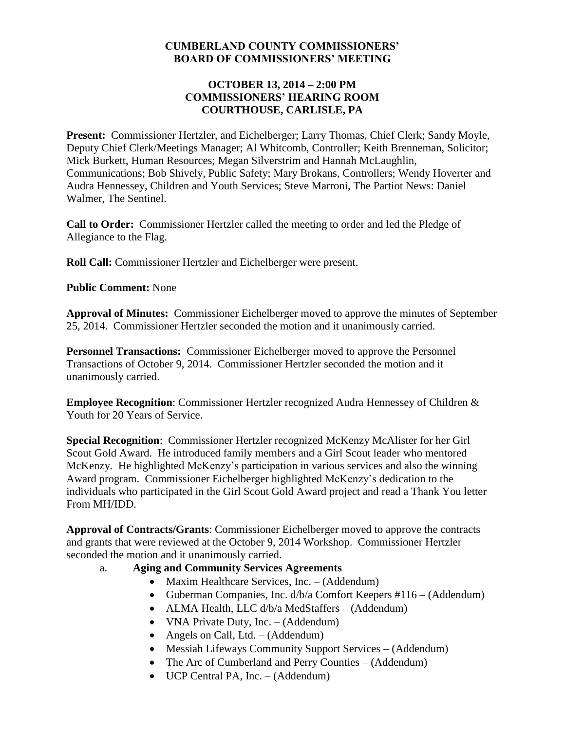# CUMBERLAND COUNTY COMMISSIONERS' BOARD OF COMMISSIONERS' MEETING

## OCTOBER 13, 2014 – 2:00 PM
## COMMISSIONERS' HEARING ROOM
## COURTHOUSE, CARLISLE, PA

**Present:** Commissioner Hertzler, and Eichelberger; Larry Thomas, Chief Clerk; Sandy Moyle, Deputy Chief Clerk/Meetings Manager; Al Whitcomb, Controller; Keith Brenneman, Solicitor; Mick Burkett, Human Resources; Megan Silverstrim and Hannah McLaughlin, Communications; Bob Shively, Public Safety; Mary Brokans, Controllers; Wendy Hoverter and Audra Hennessey, Children and Youth Services; Steve Marroni, The Partiot News: Daniel Walmer, The Sentinel.

**Call to Order:** Commissioner Hertzler called the meeting to order and led the Pledge of Allegiance to the Flag.

**Roll Call:** Commissioner Hertzler and Eichelberger were present.

**Public Comment:** None

**Approval of Minutes:** Commissioner Eichelberger moved to approve the minutes of September 25, 2014. Commissioner Hertzler seconded the motion and it unanimously carried.

**Personnel Transactions:** Commissioner Eichelberger moved to approve the Personnel Transactions of October 9, 2014. Commissioner Hertzler seconded the motion and it unanimously carried.

**Employee Recognition**: Commissioner Hertzler recognized Audra Hennessey of Children & Youth for 20 Years of Service.

**Special Recognition**: Commissioner Hertzler recognized McKenzy McAlister for her Girl Scout Gold Award. He introduced family members and a Girl Scout leader who mentored McKenzy. He highlighted McKenzy's participation in various services and also the winning Award program. Commissioner Eichelberger highlighted McKenzy's dedication to the individuals who participated in the Girl Scout Gold Award project and read a Thank You letter From MH/IDD.

**Approval of Contracts/Grants**: Commissioner Eichelberger moved to approve the contracts and grants that were reviewed at the October 9, 2014 Workshop. Commissioner Hertzler seconded the motion and it unanimously carried.

a. **Aging and Community Services Agreements**
   - Maxim Healthcare Services, Inc. – (Addendum)
   - Guberman Companies, Inc. d/b/a Comfort Keepers #116 – (Addendum)
   - ALMA Health, LLC d/b/a MedStaffers – (Addendum)
   - VNA Private Duty, Inc. – (Addendum)
   - Angels on Call, Ltd. – (Addendum)
   - Messiah Lifeways Community Support Services – (Addendum)
   - The Arc of Cumberland and Perry Counties – (Addendum)
   - UCP Central PA, Inc. – (Addendum)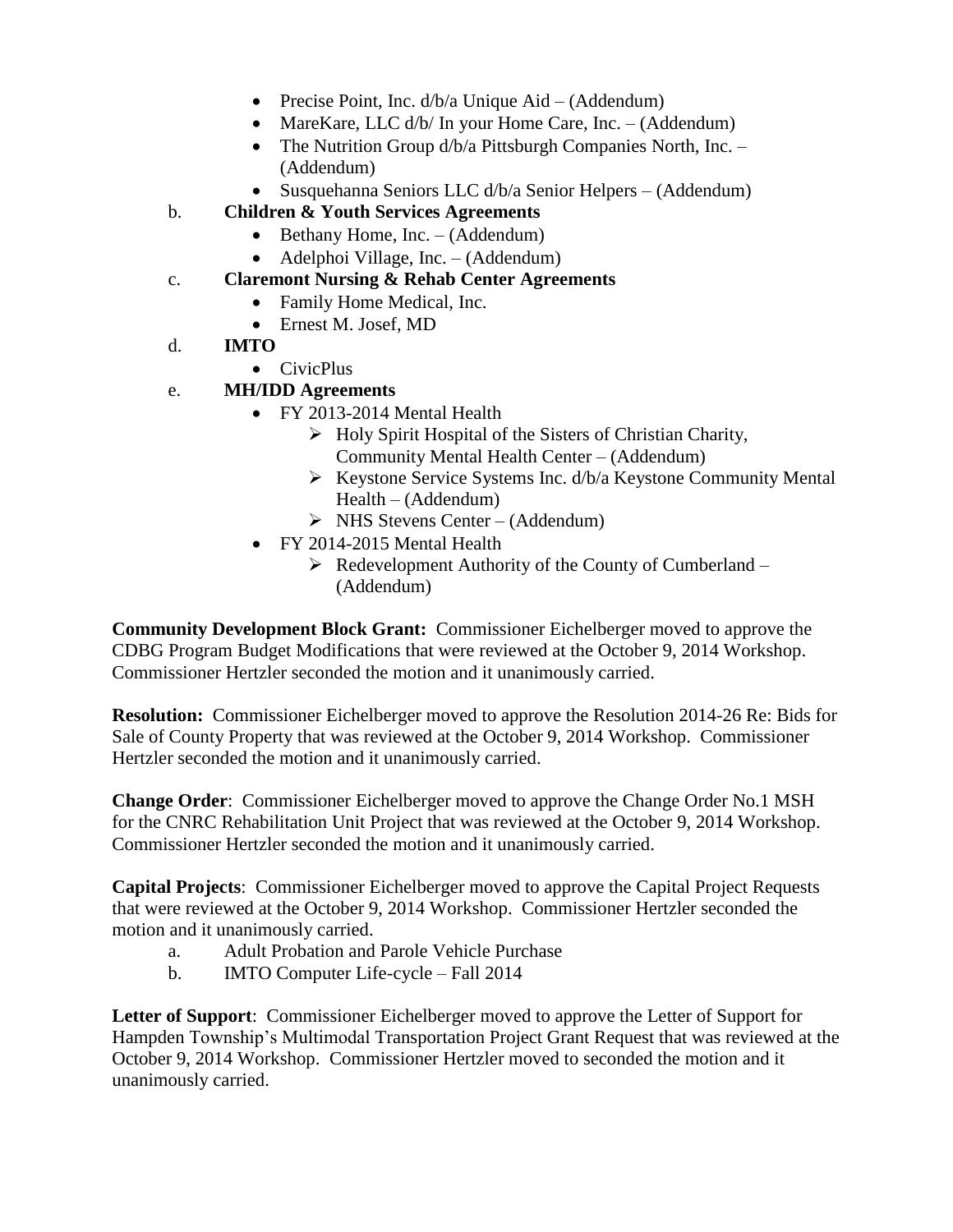- Precise Point, Inc. d/b/a Unique Aid – (Addendum)
- MareKare, LLC d/b/ In your Home Care, Inc. – (Addendum)
- The Nutrition Group d/b/a Pittsburgh Companies North, Inc. – (Addendum)
- Susquehanna Seniors LLC d/b/a Senior Helpers – (Addendum)

b. **Children & Youth Services Agreements**
- Bethany Home, Inc. – (Addendum)
- Adelphoi Village, Inc. – (Addendum)

c. **Claremont Nursing & Rehab Center Agreements**
- Family Home Medical, Inc.
- Ernest M. Josef, MD

d. **IMTO**
- CivicPlus

e. **MH/IDD Agreements**
- FY 2013-2014 Mental Health
  - Holy Spirit Hospital of the Sisters of Christian Charity, Community Mental Health Center – (Addendum)
  - Keystone Service Systems Inc. d/b/a Keystone Community Mental Health – (Addendum)
  - NHS Stevens Center – (Addendum)
- FY 2014-2015 Mental Health
  - Redevelopment Authority of the County of Cumberland – (Addendum)

**Community Development Block Grant:** Commissioner Eichelberger moved to approve the CDBG Program Budget Modifications that were reviewed at the October 9, 2014 Workshop. Commissioner Hertzler seconded the motion and it unanimously carried.

**Resolution:** Commissioner Eichelberger moved to approve the Resolution 2014-26 Re: Bids for Sale of County Property that was reviewed at the October 9, 2014 Workshop. Commissioner Hertzler seconded the motion and it unanimously carried.

**Change Order**: Commissioner Eichelberger moved to approve the Change Order No.1 MSH for the CNRC Rehabilitation Unit Project that was reviewed at the October 9, 2014 Workshop. Commissioner Hertzler seconded the motion and it unanimously carried.

**Capital Projects**: Commissioner Eichelberger moved to approve the Capital Project Requests that were reviewed at the October 9, 2014 Workshop. Commissioner Hertzler seconded the motion and it unanimously carried.

a. Adult Probation and Parole Vehicle Purchase

b. IMTO Computer Life-cycle – Fall 2014

**Letter of Support**: Commissioner Eichelberger moved to approve the Letter of Support for Hampden Township's Multimodal Transportation Project Grant Request that was reviewed at the October 9, 2014 Workshop. Commissioner Hertzler moved to seconded the motion and it unanimously carried.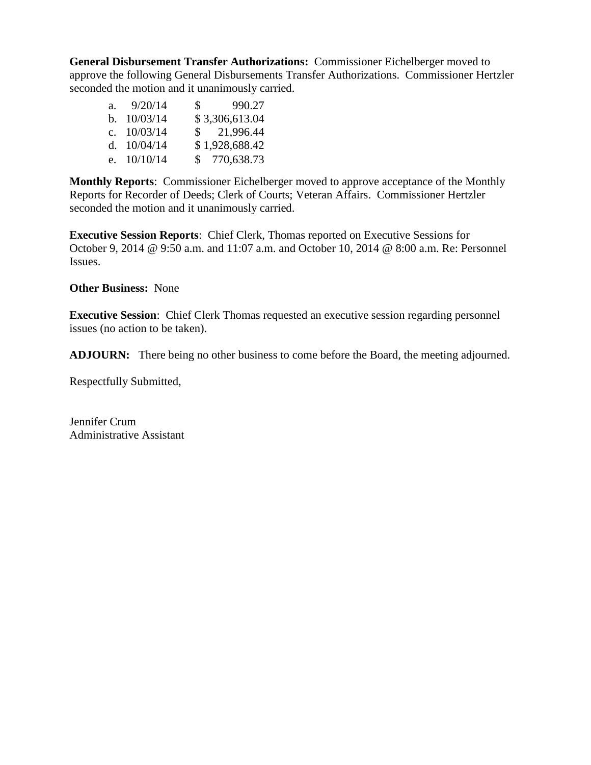**General Disbursement Transfer Authorizations:** Commissioner Eichelberger moved to approve the following General Disbursements Transfer Authorizations. Commissioner Hertzler seconded the motion and it unanimously carried.

| | | |
|---|---|---|
| a. | 9/20/14 | $ 990.27 |
| b. | 10/03/14 | $ 3,306,613.04 |
| c. | 10/03/14 | $ 21,996.44 |
| d. | 10/04/14 | $ 1,928,688.42 |
| e. | 10/10/14 | $ 770,638.73 |

**Monthly Reports**: Commissioner Eichelberger moved to approve acceptance of the Monthly Reports for Recorder of Deeds; Clerk of Courts; Veteran Affairs. Commissioner Hertzler seconded the motion and it unanimously carried.

**Executive Session Reports**: Chief Clerk, Thomas reported on Executive Sessions for October 9, 2014 @ 9:50 a.m. and 11:07 a.m. and October 10, 2014 @ 8:00 a.m. Re: Personnel Issues.

**Other Business:** None

**Executive Session**: Chief Clerk Thomas requested an executive session regarding personnel issues (no action to be taken).

**ADJOURN:** There being no other business to come before the Board, the meeting adjourned.

Respectfully Submitted,

Jennifer Crum
Administrative Assistant